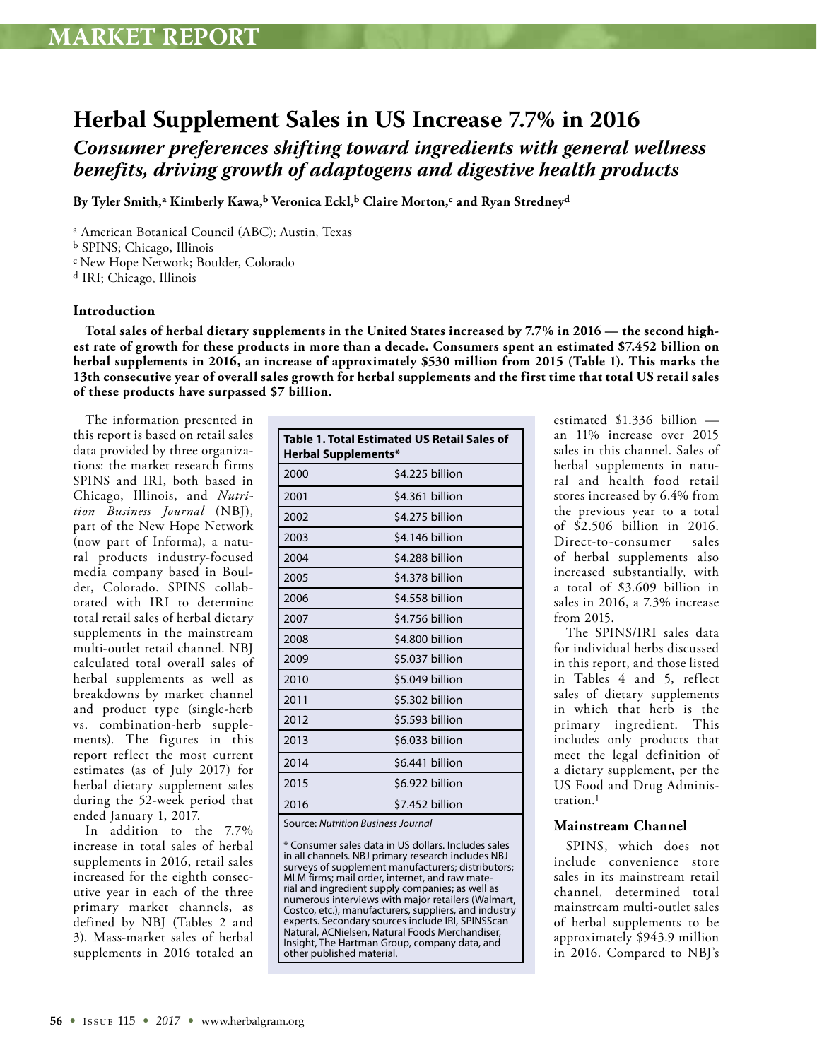MARKET REPORT

# Herbal Supplement Sales in US Increase 7.7% in 2016

## *Consumer preferences shifting toward ingredients with general wellness benefits, driving growth of adaptogens and digestive health products*

**By Tyler Smith,[a] Kimberly Kawa,[b] Veronica Eckl,[b] Claire Morton,[c] and Ryan Stredney[d]**

[a] American Botanical Council (ABC); Austin, Texas
[b] SPINS; Chicago, Illinois
[c] New Hope Network; Boulder, Colorado
[d] IRI; Chicago, Illinois

### Introduction

**Total sales of herbal dietary supplements in the United States increased by 7.7% in 2016 — the second highest rate of growth for these products in more than a decade. Consumers spent an estimated $7.452 billion on herbal supplements in 2016, an increase of approximately $530 million from 2015 (Table 1). This marks the 13th consecutive year of overall sales growth for herbal supplements and the first time that total US retail sales of these products have surpassed $7 billion.**

The information presented in this report is based on retail sales data provided by three organizations: the market research firms SPINS and IRI, both based in Chicago, Illinois, and *Nutrition Business Journal* (NBJ), part of the New Hope Network (now part of Informa), a natural products industry-focused media company based in Boulder, Colorado. SPINS collaborated with IRI to determine total retail sales of herbal dietary supplements in the mainstream multi-outlet retail channel. NBJ calculated total overall sales of herbal supplements as well as breakdowns by market channel and product type (single-herb vs. combination-herb supplements). The figures in this report reflect the most current estimates (as of July 2017) for herbal dietary supplement sales during the 52-week period that ended January 1, 2017.

In addition to the 7.7% increase in total sales of herbal supplements in 2016, retail sales increased for the eighth consecutive year in each of the three primary market channels, as defined by NBJ (Tables 2 and 3). Mass-market sales of herbal supplements in 2016 totaled an estimated $1.336 billion — an 11% increase over 2015 sales in this channel. Sales of herbal supplements in natural and health food retail stores increased by 6.4% from the previous year to a total of $2.506 billion in 2016. Direct-to-consumer sales of herbal supplements also increased substantially, with a total of $3.609 billion in sales in 2016, a 7.3% increase from 2015.

**Table 1. Total Estimated US Retail Sales of Herbal Supplements***

| Year | Sales |
|---|---|
| 2000 | $4.225 billion |
| 2001 | $4.361 billion |
| 2002 | $4.275 billion |
| 2003 | $4.146 billion |
| 2004 | $4.288 billion |
| 2005 | $4.378 billion |
| 2006 | $4.558 billion |
| 2007 | $4.756 billion |
| 2008 | $4.800 billion |
| 2009 | $5.037 billion |
| 2010 | $5.049 billion |
| 2011 | $5.302 billion |
| 2012 | $5.593 billion |
| 2013 | $6.033 billion |
| 2014 | $6.441 billion |
| 2015 | $6.922 billion |
| 2016 | $7.452 billion |

Source: *Nutrition Business Journal*

\* Consumer sales data in US dollars. Includes sales in all channels. NBJ primary research includes NBJ surveys of supplement manufacturers; distributors; MLM firms; mail order, internet, and raw material and ingredient supply companies; as well as numerous interviews with major retailers (Walmart, Costco, etc.), manufacturers, suppliers, and industry experts. Secondary sources include IRI, SPINSScan Natural, ACNielsen, Natural Foods Merchandiser, Insight, The Hartman Group, company data, and other published material.

The SPINS/IRI sales data for individual herbs discussed in this report, and those listed in Tables 4 and 5, reflect sales of dietary supplements in which that herb is the primary ingredient. This includes only products that meet the legal definition of a dietary supplement, per the US Food and Drug Administration.[1]

### Mainstream Channel

SPINS, which does not include convenience store sales in its mainstream retail channel, determined total mainstream multi-outlet sales of herbal supplements to be approximately $943.9 million in 2016. Compared to NBJ's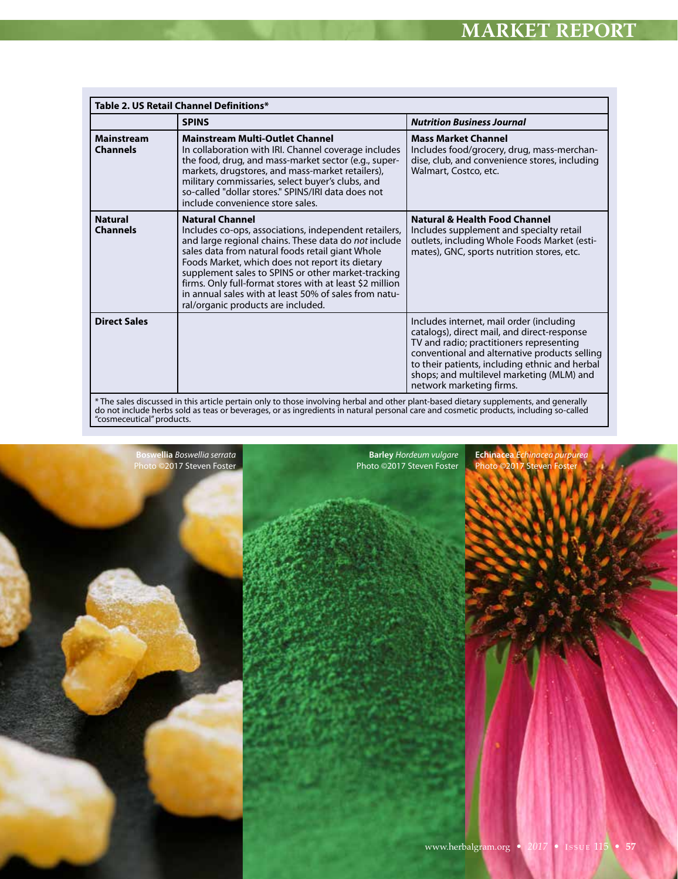**Table 2. US Retail Channel Definitions***

| | SPINS | *Nutrition Business Journal* |
|---|---|---|
| **Mainstream Channels** | **Mainstream Multi-Outlet Channel** In collaboration with IRI. Channel coverage includes the food, drug, and mass-market sector (e.g., supermarkets, drugstores, and mass-market retailers), military commissaries, select buyer's clubs, and so-called "dollar stores." SPINS/IRI data does not include convenience store sales. | **Mass Market Channel** Includes food/grocery, drug, mass-merchandise, club, and convenience stores, including Walmart, Costco, etc. |
| **Natural Channels** | **Natural Channel** Includes co-ops, associations, independent retailers, and large regional chains. These data do *not* include sales data from natural foods retail giant Whole Foods Market, which does not report its dietary supplement sales to SPINS or other market-tracking firms. Only full-format stores with at least $2 million in annual sales with at least 50% of sales from natural/organic products are included. | **Natural & Health Food Channel** Includes supplement and specialty retail outlets, including Whole Foods Market (estimates), GNC, sports nutrition stores, etc. |
| **Direct Sales** | | Includes internet, mail order (including catalogs), direct mail, and direct-response TV and radio; practitioners representing conventional and alternative products selling to their patients, including ethnic and herbal shops; and multilevel marketing (MLM) and network marketing firms. |

* The sales discussed in this article pertain only to those involving herbal and other plant-based dietary supplements, and generally do not include herbs sold as teas or beverages, or as ingredients in natural personal care and cosmetic products, including so-called "cosmeceutical" products.

**Boswellia** *Boswellia serrata*
Photo ©2017 Steven Foster

**Barley** *Hordeum vulgare*
Photo ©2017 Steven Foster

**Echinacea** *Echinacea purpurea*
Photo ©2017 Steven Foster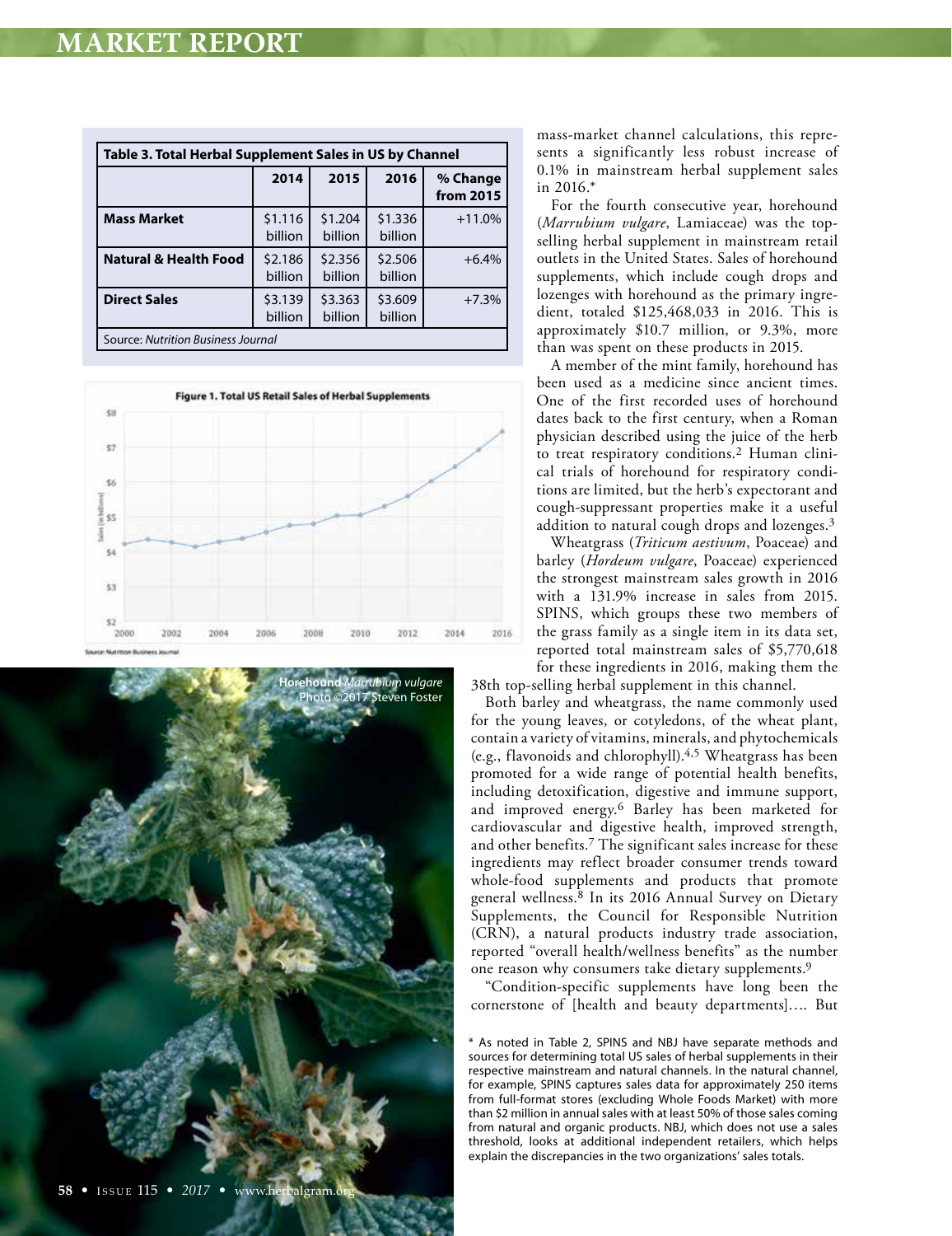| Table 3. Total Herbal Supplement Sales in US by Channel | | | | |
|---|---|---|---|---|
| | 2014 | 2015 | 2016 | % Change from 2015 |
| **Mass Market** | $1.116 billion | $1.204 billion | $1.336 billion | +11.0% |
| **Natural & Health Food** | $2.186 billion | $2.356 billion | $2.506 billion | +6.4% |
| **Direct Sales** | $3.139 billion | $3.363 billion | $3.609 billion | +7.3% |
| Source: *Nutrition Business Journal* | | | | |

**Figure 1. Total US Retail Sales of Herbal Supplements**

Source: Nutrition Business Journal

**Horehound** *Marrubium vulgare*
Photo ©2017 Steven Foster

mass-market channel calculations, this represents a significantly less robust increase of 0.1% in mainstream herbal supplement sales in 2016.*

For the fourth consecutive year, horehound (*Marrubium vulgare*, Lamiaceae) was the top-selling herbal supplement in mainstream retail outlets in the United States. Sales of horehound supplements, which include cough drops and lozenges with horehound as the primary ingredient, totaled $125,468,033 in 2016. This is approximately $10.7 million, or 9.3%, more than was spent on these products in 2015.

A member of the mint family, horehound has been used as a medicine since ancient times. One of the first recorded uses of horehound dates back to the first century, when a Roman physician described using the juice of the herb to treat respiratory conditions.[2] Human clinical trials of horehound for respiratory conditions are limited, but the herb's expectorant and cough-suppressant properties make it a useful addition to natural cough drops and lozenges.[3]

Wheatgrass (*Triticum aestivum*, Poaceae) and barley (*Hordeum vulgare*, Poaceae) experienced the strongest mainstream sales growth in 2016 with a 131.9% increase in sales from 2015. SPINS, which groups these two members of the grass family as a single item in its data set, reported total mainstream sales of $5,770,618 for these ingredients in 2016, making them the 38th top-selling herbal supplement in this channel.

Both barley and wheatgrass, the name commonly used for the young leaves, or cotyledons, of the wheat plant, contain a variety of vitamins, minerals, and phytochemicals (e.g., flavonoids and chlorophyll).[4,5] Wheatgrass has been promoted for a wide range of potential health benefits, including detoxification, digestive and immune support, and improved energy.[6] Barley has been marketed for cardiovascular and digestive health, improved strength, and other benefits.[7] The significant sales increase for these ingredients may reflect broader consumer trends toward whole-food supplements and products that promote general wellness.[8] In its 2016 Annual Survey on Dietary Supplements, the Council for Responsible Nutrition (CRN), a natural products industry trade association, reported "overall health/wellness benefits" as the number one reason why consumers take dietary supplements.[9]

"Condition-specific supplements have long been the cornerstone of [health and beauty departments]…. But

\* As noted in Table 2, SPINS and NBJ have separate methods and sources for determining total US sales of herbal supplements in their respective mainstream and natural channels. In the natural channel, for example, SPINS captures sales data for approximately 250 items from full-format stores (excluding Whole Foods Market) with more than $2 million in annual sales with at least 50% of those sales coming from natural and organic products. NBJ, which does not use a sales threshold, looks at additional independent retailers, which helps explain the discrepancies in the two organizations' sales totals.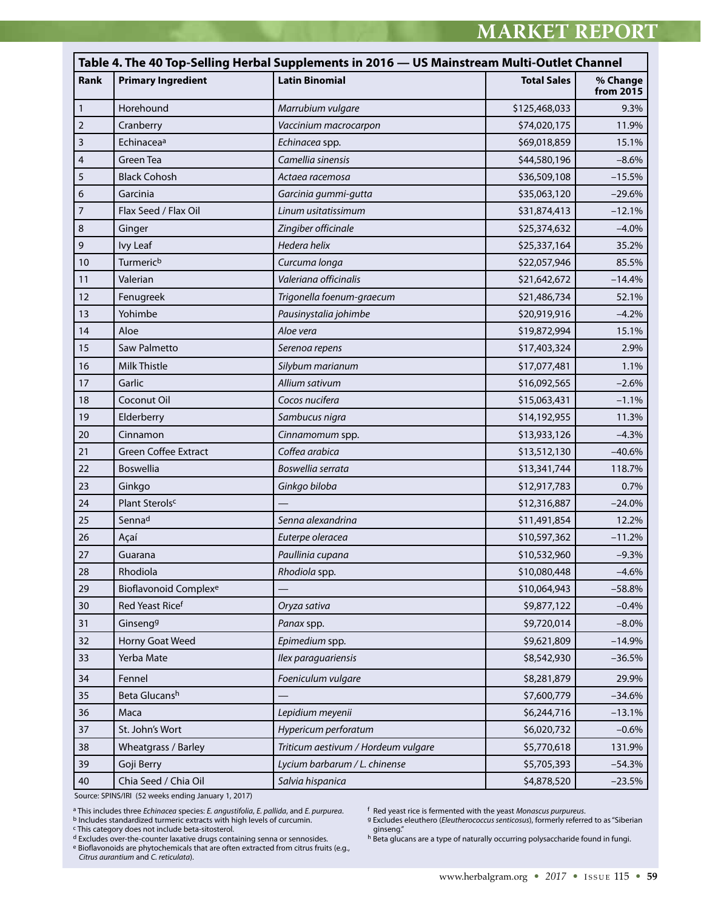## Table 4. The 40 Top-Selling Herbal Supplements in 2016 — US Mainstream Multi-Outlet Channel

| Rank | Primary Ingredient | Latin Binomial | Total Sales | % Change from 2015 |
|---|---|---|---|---|
| 1 | Horehound | *Marrubium vulgare* | $125,468,033 | 9.3% |
| 2 | Cranberry | *Vaccinium macrocarpon* | $74,020,175 | 11.9% |
| 3 | Echinacea[a] | *Echinacea* spp. | $69,018,859 | 15.1% |
| 4 | Green Tea | *Camellia sinensis* | $44,580,196 | –8.6% |
| 5 | Black Cohosh | *Actaea racemosa* | $36,509,108 | –15.5% |
| 6 | Garcinia | *Garcinia gummi-gutta* | $35,063,120 | –29.6% |
| 7 | Flax Seed / Flax Oil | *Linum usitatissimum* | $31,874,413 | –12.1% |
| 8 | Ginger | *Zingiber officinale* | $25,374,632 | –4.0% |
| 9 | Ivy Leaf | *Hedera helix* | $25,337,164 | 35.2% |
| 10 | Turmeric[b] | *Curcuma longa* | $22,057,946 | 85.5% |
| 11 | Valerian | *Valeriana officinalis* | $21,642,672 | –14.4% |
| 12 | Fenugreek | *Trigonella foenum-graecum* | $21,486,734 | 52.1% |
| 13 | Yohimbe | *Pausinystalia johimbe* | $20,919,916 | –4.2% |
| 14 | Aloe | *Aloe vera* | $19,872,994 | 15.1% |
| 15 | Saw Palmetto | *Serenoa repens* | $17,403,324 | 2.9% |
| 16 | Milk Thistle | *Silybum marianum* | $17,077,481 | 1.1% |
| 17 | Garlic | *Allium sativum* | $16,092,565 | –2.6% |
| 18 | Coconut Oil | *Cocos nucifera* | $15,063,431 | –1.1% |
| 19 | Elderberry | *Sambucus nigra* | $14,192,955 | 11.3% |
| 20 | Cinnamon | *Cinnamomum* spp. | $13,933,126 | –4.3% |
| 21 | Green Coffee Extract | *Coffea arabica* | $13,512,130 | –40.6% |
| 22 | Boswellia | *Boswellia serrata* | $13,341,744 | 118.7% |
| 23 | Ginkgo | *Ginkgo biloba* | $12,917,783 | 0.7% |
| 24 | Plant Sterols[c] | — | $12,316,887 | –24.0% |
| 25 | Senna[d] | *Senna alexandrina* | $11,491,854 | 12.2% |
| 26 | Açaí | *Euterpe oleracea* | $10,597,362 | –11.2% |
| 27 | Guarana | *Paullinia cupana* | $10,532,960 | –9.3% |
| 28 | Rhodiola | *Rhodiola* spp. | $10,080,448 | –4.6% |
| 29 | Bioflavonoid Complex[e] | — | $10,064,943 | –58.8% |
| 30 | Red Yeast Rice[f] | *Oryza sativa* | $9,877,122 | –0.4% |
| 31 | Ginseng[g] | *Panax* spp. | $9,720,014 | –8.0% |
| 32 | Horny Goat Weed | *Epimedium* spp. | $9,621,809 | –14.9% |
| 33 | Yerba Mate | *Ilex paraguariensis* | $8,542,930 | –36.5% |
| 34 | Fennel | *Foeniculum vulgare* | $8,281,879 | 29.9% |
| 35 | Beta Glucans[h] | — | $7,600,779 | –34.6% |
| 36 | Maca | *Lepidium meyenii* | $6,244,716 | –13.1% |
| 37 | St. John's Wort | *Hypericum perforatum* | $6,020,732 | –0.6% |
| 38 | Wheatgrass / Barley | *Triticum aestivum / Hordeum vulgare* | $5,770,618 | 131.9% |
| 39 | Goji Berry | *Lycium barbarum / L. chinense* | $5,705,393 | –54.3% |
| 40 | Chia Seed / Chia Oil | *Salvia hispanica* | $4,878,520 | –23.5% |

Source: SPINS/IRI (52 weeks ending January 1, 2017)

[a] This includes three *Echinacea* species: *E. angustifolia*, *E. pallida*, and *E. purpurea*.
[b] Includes standardized turmeric extracts with high levels of curcumin.
[c] This category does not include beta-sitosterol.
[d] Excludes over-the-counter laxative drugs containing senna or sennosides.
[e] Bioflavonoids are phytochemicals that are often extracted from citrus fruits (e.g., *Citrus aurantium* and *C. reticulata*).
[f] Red yeast rice is fermented with the yeast *Monascus purpureus*.
[g] Excludes eleuthero (*Eleutherococcus senticosus*), formerly referred to as "Siberian ginseng."
[h] Beta glucans are a type of naturally occurring polysaccharide found in fungi.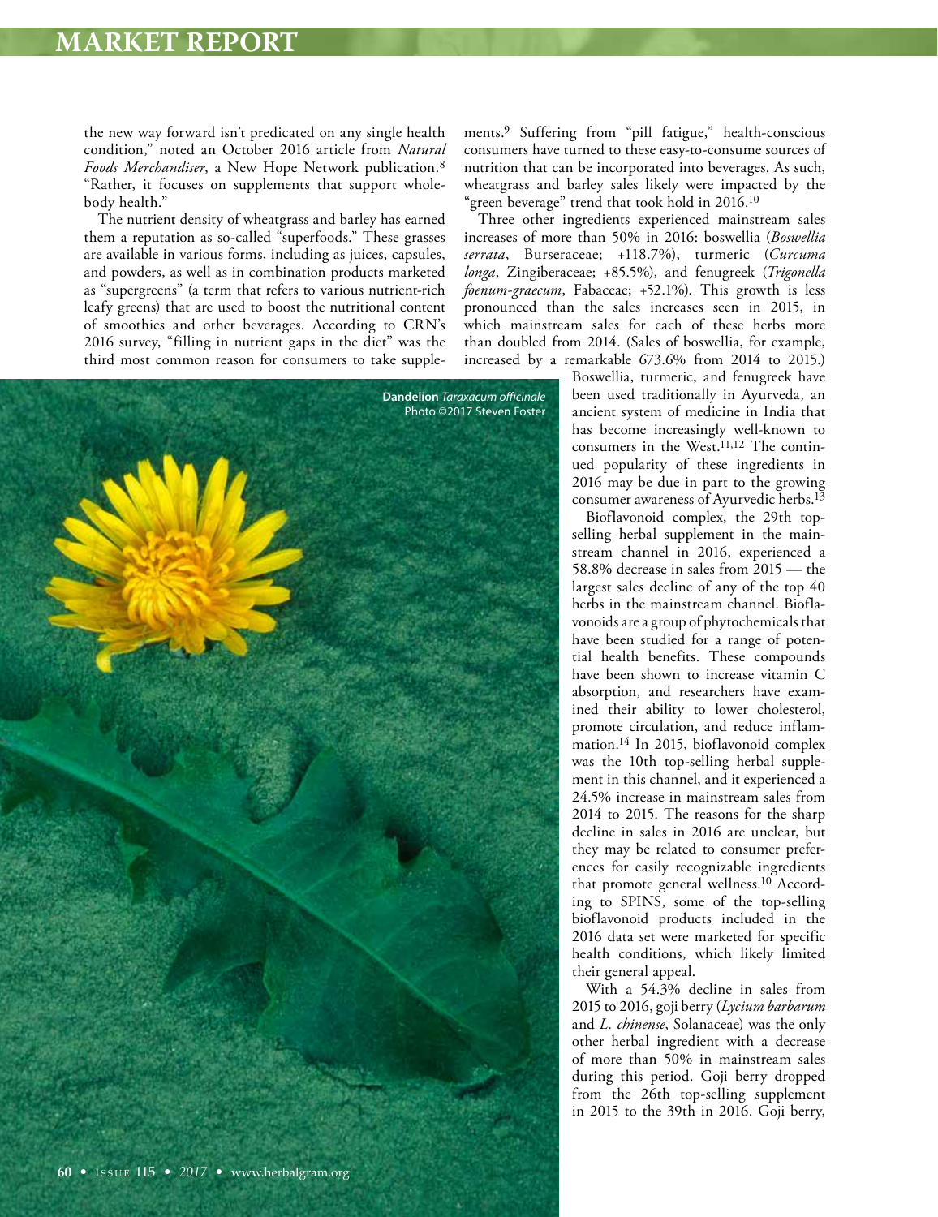the new way forward isn't predicated on any single health condition," noted an October 2016 article from *Natural Foods Merchandiser*, a New Hope Network publication.[8] "Rather, it focuses on supplements that support whole-body health."

The nutrient density of wheatgrass and barley has earned them a reputation as so-called "superfoods." These grasses are available in various forms, including as juices, capsules, and powders, as well as in combination products marketed as "supergreens" (a term that refers to various nutrient-rich leafy greens) that are used to boost the nutritional content of smoothies and other beverages. According to CRN's 2016 survey, "filling in nutrient gaps in the diet" was the third most common reason for consumers to take supplements.[9] Suffering from "pill fatigue," health-conscious consumers have turned to these easy-to-consume sources of nutrition that can be incorporated into beverages. As such, wheatgrass and barley sales likely were impacted by the "green beverage" trend that took hold in 2016.[10]

Three other ingredients experienced mainstream sales increases of more than 50% in 2016: boswellia (*Boswellia serrata*, Burseraceae; +118.7%), turmeric (*Curcuma longa*, Zingiberaceae; +85.5%), and fenugreek (*Trigonella foenum-graecum*, Fabaceae; +52.1%). This growth is less pronounced than the sales increases seen in 2015, in which mainstream sales for each of these herbs more than doubled from 2014. (Sales of boswellia, for example, increased by a remarkable 673.6% from 2014 to 2015.) Boswellia, turmeric, and fenugreek have been used traditionally in Ayurveda, an ancient system of medicine in India that has become increasingly well-known to consumers in the West.[11,12] The continued popularity of these ingredients in 2016 may be due in part to the growing consumer awareness of Ayurvedic herbs.[13]

**Dandelion** *Taraxacum officinale*
Photo ©2017 Steven Foster

Bioflavonoid complex, the 29th top-selling herbal supplement in the mainstream channel in 2016, experienced a 58.8% decrease in sales from 2015 — the largest sales decline of any of the top 40 herbs in the mainstream channel. Bioflavonoids are a group of phytochemicals that have been studied for a range of potential health benefits. These compounds have been shown to increase vitamin C absorption, and researchers have examined their ability to lower cholesterol, promote circulation, and reduce inflammation.[14] In 2015, bioflavonoid complex was the 10th top-selling herbal supplement in this channel, and it experienced a 24.5% increase in mainstream sales from 2014 to 2015. The reasons for the sharp decline in sales in 2016 are unclear, but they may be related to consumer preferences for easily recognizable ingredients that promote general wellness.[10] According to SPINS, some of the top-selling bioflavonoid products included in the 2016 data set were marketed for specific health conditions, which likely limited their general appeal.

With a 54.3% decline in sales from 2015 to 2016, goji berry (*Lycium barbarum* and *L. chinense*, Solanaceae) was the only other herbal ingredient with a decrease of more than 50% in mainstream sales during this period. Goji berry dropped from the 26th top-selling supplement in 2015 to the 39th in 2016. Goji berry,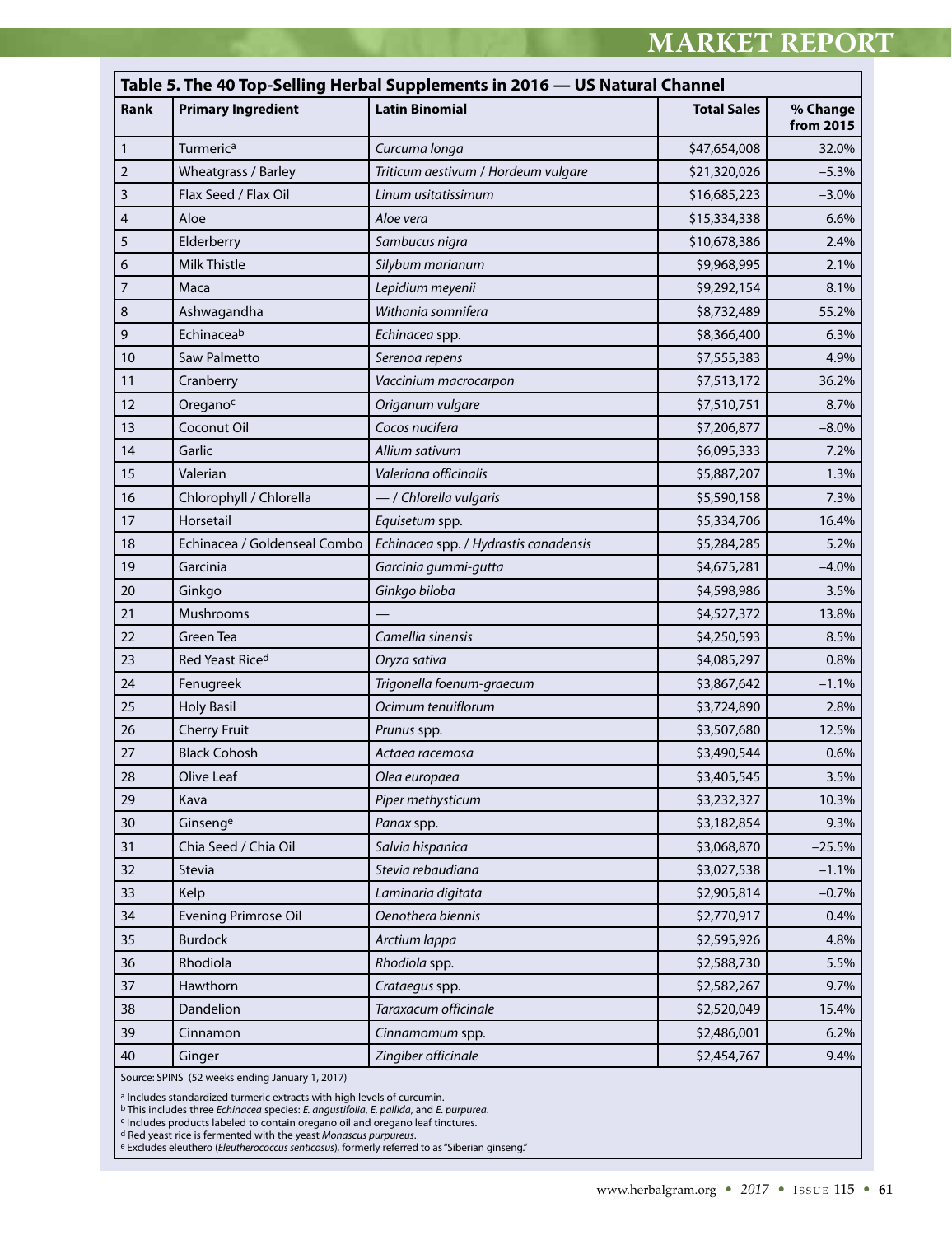**Table 5. The 40 Top-Selling Herbal Supplements in 2016 — US Natural Channel**

| Rank | Primary Ingredient | Latin Binomial | Total Sales | % Change from 2015 |
|---|---|---|---|---|
| 1 | Turmeric[a] | *Curcuma longa* | $47,654,008 | 32.0% |
| 2 | Wheatgrass / Barley | *Triticum aestivum / Hordeum vulgare* | $21,320,026 | –5.3% |
| 3 | Flax Seed / Flax Oil | *Linum usitatissimum* | $16,685,223 | –3.0% |
| 4 | Aloe | *Aloe vera* | $15,334,338 | 6.6% |
| 5 | Elderberry | *Sambucus nigra* | $10,678,386 | 2.4% |
| 6 | Milk Thistle | *Silybum marianum* | $9,968,995 | 2.1% |
| 7 | Maca | *Lepidium meyenii* | $9,292,154 | 8.1% |
| 8 | Ashwagandha | *Withania somnifera* | $8,732,489 | 55.2% |
| 9 | Echinacea[b] | *Echinacea* spp. | $8,366,400 | 6.3% |
| 10 | Saw Palmetto | *Serenoa repens* | $7,555,383 | 4.9% |
| 11 | Cranberry | *Vaccinium macrocarpon* | $7,513,172 | 36.2% |
| 12 | Oregano[c] | *Origanum vulgare* | $7,510,751 | 8.7% |
| 13 | Coconut Oil | *Cocos nucifera* | $7,206,877 | –8.0% |
| 14 | Garlic | *Allium sativum* | $6,095,333 | 7.2% |
| 15 | Valerian | *Valeriana officinalis* | $5,887,207 | 1.3% |
| 16 | Chlorophyll / Chlorella | — / *Chlorella vulgaris* | $5,590,158 | 7.3% |
| 17 | Horsetail | *Equisetum* spp. | $5,334,706 | 16.4% |
| 18 | Echinacea / Goldenseal Combo | *Echinacea* spp. / *Hydrastis canadensis* | $5,284,285 | 5.2% |
| 19 | Garcinia | *Garcinia gummi-gutta* | $4,675,281 | –4.0% |
| 20 | Ginkgo | *Ginkgo biloba* | $4,598,986 | 3.5% |
| 21 | Mushrooms | — | $4,527,372 | 13.8% |
| 22 | Green Tea | *Camellia sinensis* | $4,250,593 | 8.5% |
| 23 | Red Yeast Rice[d] | *Oryza sativa* | $4,085,297 | 0.8% |
| 24 | Fenugreek | *Trigonella foenum-graecum* | $3,867,642 | –1.1% |
| 25 | Holy Basil | *Ocimum tenuiflorum* | $3,724,890 | 2.8% |
| 26 | Cherry Fruit | *Prunus* spp. | $3,507,680 | 12.5% |
| 27 | Black Cohosh | *Actaea racemosa* | $3,490,544 | 0.6% |
| 28 | Olive Leaf | *Olea europaea* | $3,405,545 | 3.5% |
| 29 | Kava | *Piper methysticum* | $3,232,327 | 10.3% |
| 30 | Ginseng[e] | *Panax* spp. | $3,182,854 | 9.3% |
| 31 | Chia Seed / Chia Oil | *Salvia hispanica* | $3,068,870 | –25.5% |
| 32 | Stevia | *Stevia rebaudiana* | $3,027,538 | –1.1% |
| 33 | Kelp | *Laminaria digitata* | $2,905,814 | –0.7% |
| 34 | Evening Primrose Oil | *Oenothera biennis* | $2,770,917 | 0.4% |
| 35 | Burdock | *Arctium lappa* | $2,595,926 | 4.8% |
| 36 | Rhodiola | *Rhodiola* spp. | $2,588,730 | 5.5% |
| 37 | Hawthorn | *Crataegus* spp. | $2,582,267 | 9.7% |
| 38 | Dandelion | *Taraxacum officinale* | $2,520,049 | 15.4% |
| 39 | Cinnamon | *Cinnamomum* spp. | $2,486,001 | 6.2% |
| 40 | Ginger | *Zingiber officinale* | $2,454,767 | 9.4% |

Source: SPINS (52 weeks ending January 1, 2017)

[a] Includes standardized turmeric extracts with high levels of curcumin.
[b] This includes three *Echinacea* species: *E. angustifolia*, *E. pallida*, and *E. purpurea*.
[c] Includes products labeled to contain oregano oil and oregano leaf tinctures.
[d] Red yeast rice is fermented with the yeast *Monascus purpureus*.
[e] Excludes eleuthero (*Eleutherococcus senticosus*), formerly referred to as "Siberian ginseng."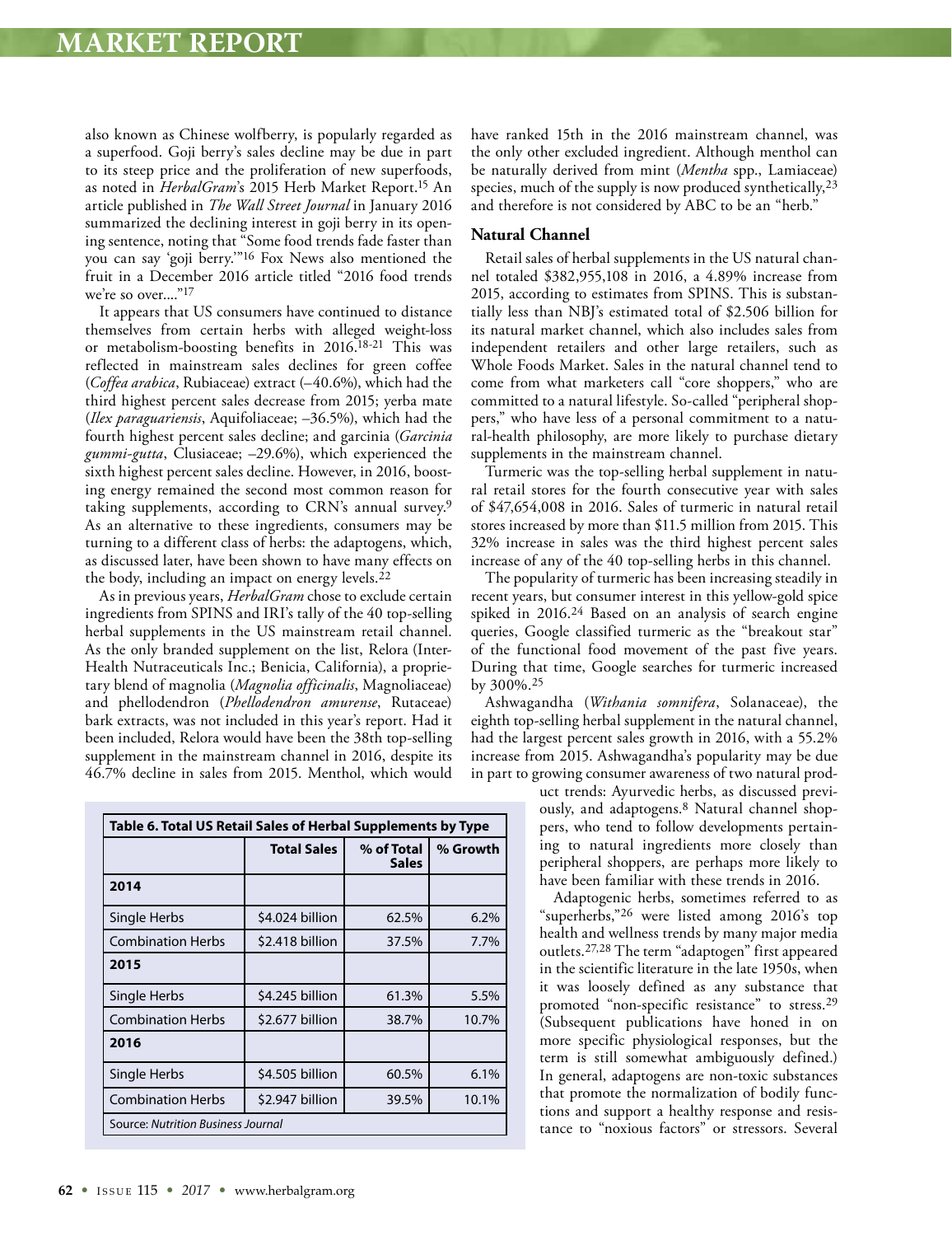also known as Chinese wolfberry, is popularly regarded as a superfood. Goji berry's sales decline may be due in part to its steep price and the proliferation of new superfoods, as noted in *HerbalGram*'s 2015 Herb Market Report.[15] An article published in *The Wall Street Journal* in January 2016 summarized the declining interest in goji berry in its opening sentence, noting that "Some food trends fade faster than you can say 'goji berry.'"[16] Fox News also mentioned the fruit in a December 2016 article titled "2016 food trends we're so over...."[17]

It appears that US consumers have continued to distance themselves from certain herbs with alleged weight-loss or metabolism-boosting benefits in 2016.[18-21] This was reflected in mainstream sales declines for green coffee (*Coffea arabica*, Rubiaceae) extract (–40.6%), which had the third highest percent sales decrease from 2015; yerba mate (*Ilex paraguariensis*, Aquifoliaceae; –36.5%), which had the fourth highest percent sales decline; and garcinia (*Garcinia gummi-gutta*, Clusiaceae; –29.6%), which experienced the sixth highest percent sales decline. However, in 2016, boosting energy remained the second most common reason for taking supplements, according to CRN's annual survey.[9] As an alternative to these ingredients, consumers may be turning to a different class of herbs: the adaptogens, which, as discussed later, have been shown to have many effects on the body, including an impact on energy levels.[22]

As in previous years, *HerbalGram* chose to exclude certain ingredients from SPINS and IRI's tally of the 40 top-selling herbal supplements in the US mainstream retail channel. As the only branded supplement on the list, Relora (Inter-Health Nutraceuticals Inc.; Benicia, California), a proprietary blend of magnolia (*Magnolia officinalis*, Magnoliaceae) and phellodendron (*Phellodendron amurense*, Rutaceae) bark extracts, was not included in this year's report. Had it been included, Relora would have been the 38th top-selling supplement in the mainstream channel in 2016, despite its 46.7% decline in sales from 2015. Menthol, which would have ranked 15th in the 2016 mainstream channel, was the only other excluded ingredient. Although menthol can be naturally derived from mint (*Mentha* spp., Lamiaceae) species, much of the supply is now produced synthetically,[23] and therefore is not considered by ABC to be an "herb."

| Table 6. Total US Retail Sales of Herbal Supplements by Type | | | |
|---|---|---|---|
| | **Total Sales** | **% of Total Sales** | **% Growth** |
| **2014** | | | |
| Single Herbs | $4.024 billion | 62.5% | 6.2% |
| Combination Herbs | $2.418 billion | 37.5% | 7.7% |
| **2015** | | | |
| Single Herbs | $4.245 billion | 61.3% | 5.5% |
| Combination Herbs | $2.677 billion | 38.7% | 10.7% |
| **2016** | | | |
| Single Herbs | $4.505 billion | 60.5% | 6.1% |
| Combination Herbs | $2.947 billion | 39.5% | 10.1% |
| Source: *Nutrition Business Journal* | | | |

### Natural Channel

Retail sales of herbal supplements in the US natural channel totaled $382,955,108 in 2016, a 4.89% increase from 2015, according to estimates from SPINS. This is substantially less than NBJ's estimated total of $2.506 billion for its natural market channel, which also includes sales from independent retailers and other large retailers, such as Whole Foods Market. Sales in the natural channel tend to come from what marketers call "core shoppers," who are committed to a natural lifestyle. So-called "peripheral shoppers," who have less of a personal commitment to a natural-health philosophy, are more likely to purchase dietary supplements in the mainstream channel.

Turmeric was the top-selling herbal supplement in natural retail stores for the fourth consecutive year with sales of $47,654,008 in 2016. Sales of turmeric in natural retail stores increased by more than $11.5 million from 2015. This 32% increase in sales was the third highest percent sales increase of any of the 40 top-selling herbs in this channel.

The popularity of turmeric has been increasing steadily in recent years, but consumer interest in this yellow-gold spice spiked in 2016.[24] Based on an analysis of search engine queries, Google classified turmeric as the "breakout star" of the functional food movement of the past five years. During that time, Google searches for turmeric increased by 300%.[25]

Ashwagandha (*Withania somnifera*, Solanaceae), the eighth top-selling herbal supplement in the natural channel, had the largest percent sales growth in 2016, with a 55.2% increase from 2015. Ashwagandha's popularity may be due in part to growing consumer awareness of two natural product trends: Ayurvedic herbs, as discussed previously, and adaptogens.[8] Natural channel shoppers, who tend to follow developments pertaining to natural ingredients more closely than peripheral shoppers, are perhaps more likely to have been familiar with these trends in 2016.

Adaptogenic herbs, sometimes referred to as "superherbs,"[26] were listed among 2016's top health and wellness trends by many major media outlets.[27,28] The term "adaptogen" first appeared in the scientific literature in the late 1950s, when it was loosely defined as any substance that promoted "non-specific resistance" to stress.[29] (Subsequent publications have honed in on more specific physiological responses, but the term is still somewhat ambiguously defined.) In general, adaptogens are non-toxic substances that promote the normalization of bodily functions and support a healthy response and resistance to "noxious factors" or stressors. Several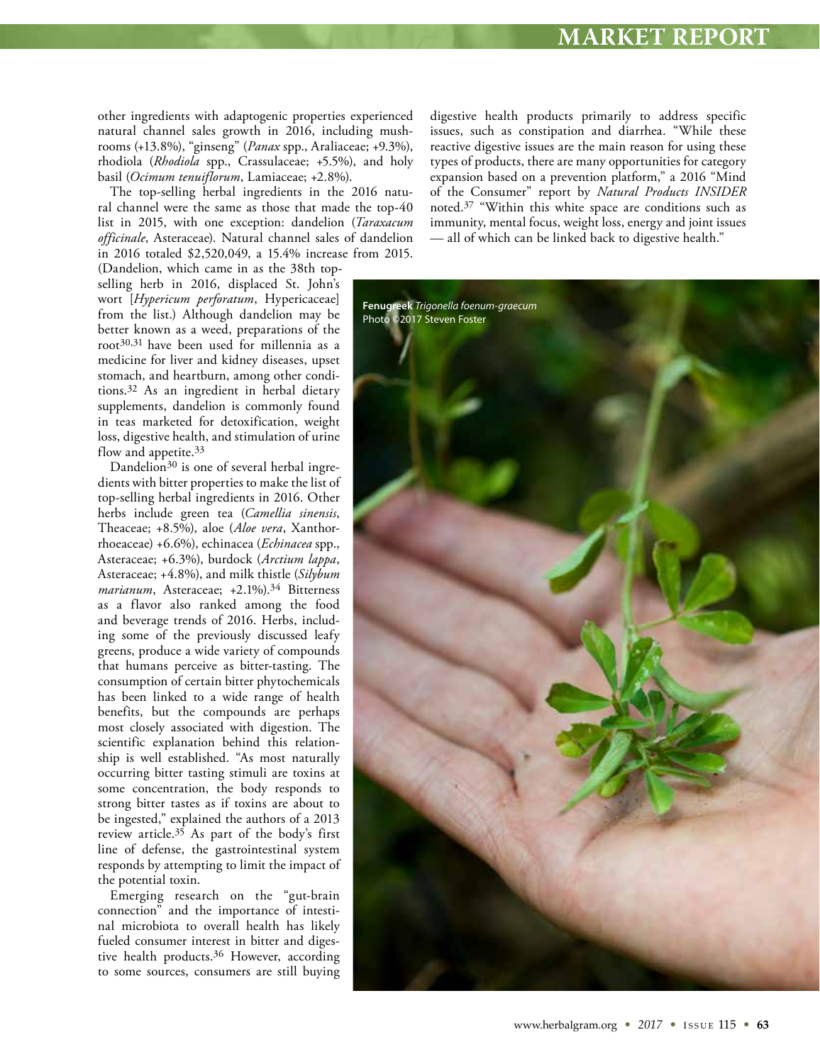other ingredients with adaptogenic properties experienced natural channel sales growth in 2016, including mushrooms (+13.8%), "ginseng" (*Panax* spp., Araliaceae; +9.3%), rhodiola (*Rhodiola* spp., Crassulaceae; +5.5%), and holy basil (*Ocimum tenuiflorum*, Lamiaceae; +2.8%).

The top-selling herbal ingredients in the 2016 natural channel were the same as those that made the top-40 list in 2015, with one exception: dandelion (*Taraxacum officinale*, Asteraceae). Natural channel sales of dandelion in 2016 totaled $2,520,049, a 15.4% increase from 2015. (Dandelion, which came in as the 38th top-selling herb in 2016, displaced St. John's wort [*Hypericum perforatum*, Hypericaceae] from the list.) Although dandelion may be better known as a weed, preparations of the root[30,31] have been used for millennia as a medicine for liver and kidney diseases, upset stomach, and heartburn, among other conditions.[32] As an ingredient in herbal dietary supplements, dandelion is commonly found in teas marketed for detoxification, weight loss, digestive health, and stimulation of urine flow and appetite.[33]

Dandelion[30] is one of several herbal ingredients with bitter properties to make the list of top-selling herbal ingredients in 2016. Other herbs include green tea (*Camellia sinensis*, Theaceae; +8.5%), aloe (*Aloe vera*, Xanthorrhoeaceae) +6.6%), echinacea (*Echinacea* spp., Asteraceae; +6.3%), burdock (*Arctium lappa*, Asteraceae; +4.8%), and milk thistle (*Silybum marianum*, Asteraceae; +2.1%).[34] Bitterness as a flavor also ranked among the food and beverage trends of 2016. Herbs, including some of the previously discussed leafy greens, produce a wide variety of compounds that humans perceive as bitter-tasting. The consumption of certain bitter phytochemicals has been linked to a wide range of health benefits, but the compounds are perhaps most closely associated with digestion. The scientific explanation behind this relationship is well established. "As most naturally occurring bitter tasting stimuli are toxins at some concentration, the body responds to strong bitter tastes as if toxins are about to be ingested," explained the authors of a 2013 review article.[35] As part of the body's first line of defense, the gastrointestinal system responds by attempting to limit the impact of the potential toxin.

Emerging research on the "gut-brain connection" and the importance of intestinal microbiota to overall health has likely fueled consumer interest in bitter and digestive health products.[36] However, according to some sources, consumers are still buying digestive health products primarily to address specific issues, such as constipation and diarrhea. "While these reactive digestive issues are the main reason for using these types of products, there are many opportunities for category expansion based on a prevention platform," a 2016 "Mind of the Consumer" report by *Natural Products INSIDER* noted.[37] "Within this white space are conditions such as immunity, mental focus, weight loss, energy and joint issues — all of which can be linked back to digestive health."

**Fenugreek** *Trigonella foenum-graecum*
Photo ©2017 Steven Foster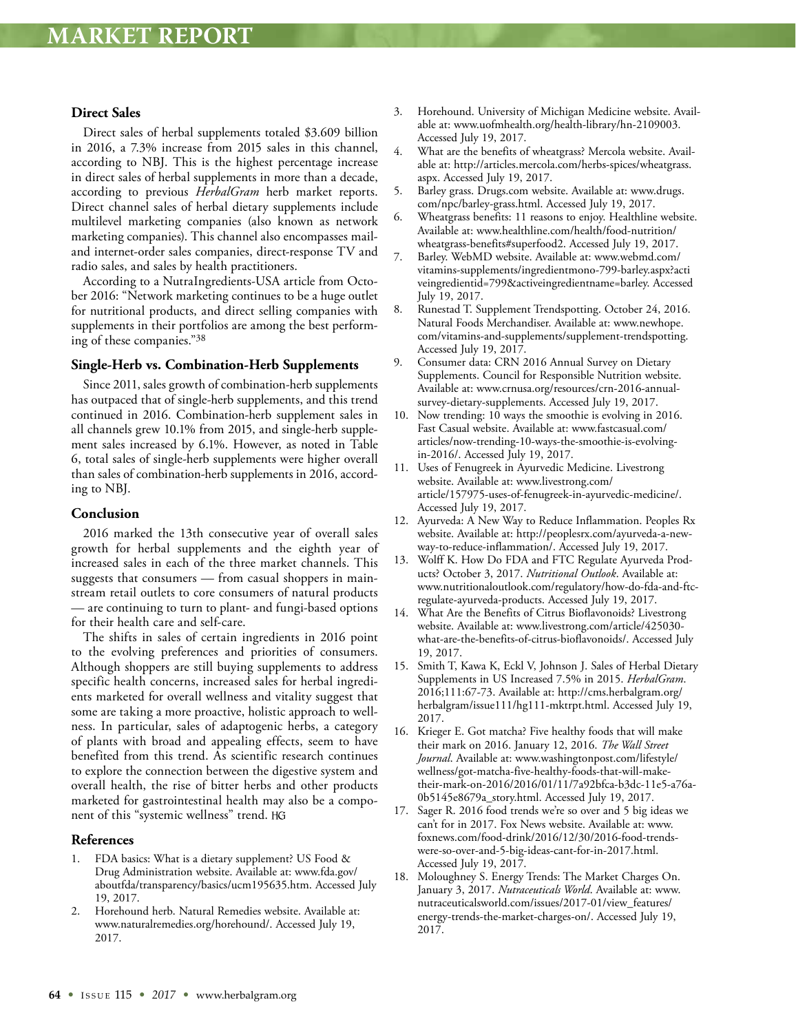### Direct Sales

Direct sales of herbal supplements totaled $3.609 billion in 2016, a 7.3% increase from 2015 sales in this channel, according to NBJ. This is the highest percentage increase in direct sales of herbal supplements in more than a decade, according to previous *HerbalGram* herb market reports. Direct channel sales of herbal dietary supplements include multilevel marketing companies (also known as network marketing companies). This channel also encompasses mail- and internet-order sales companies, direct-response TV and radio sales, and sales by health practitioners.

According to a NutraIngredients-USA article from October 2016: "Network marketing continues to be a huge outlet for nutritional products, and direct selling companies with supplements in their portfolios are among the best performing of these companies."[38]

### Single-Herb vs. Combination-Herb Supplements

Since 2011, sales growth of combination-herb supplements has outpaced that of single-herb supplements, and this trend continued in 2016. Combination-herb supplement sales in all channels grew 10.1% from 2015, and single-herb supplement sales increased by 6.1%. However, as noted in Table 6, total sales of single-herb supplements were higher overall than sales of combination-herb supplements in 2016, according to NBJ.

### Conclusion

2016 marked the 13th consecutive year of overall sales growth for herbal supplements and the eighth year of increased sales in each of the three market channels. This suggests that consumers — from casual shoppers in mainstream retail outlets to core consumers of natural products — are continuing to turn to plant- and fungi-based options for their health care and self-care.

The shifts in sales of certain ingredients in 2016 point to the evolving preferences and priorities of consumers. Although shoppers are still buying supplements to address specific health concerns, increased sales for herbal ingredients marketed for overall wellness and vitality suggest that some are taking a more proactive, holistic approach to wellness. In particular, sales of adaptogenic herbs, a category of plants with broad and appealing effects, seem to have benefited from this trend. As scientific research continues to explore the connection between the digestive system and overall health, the rise of bitter herbs and other products marketed for gastrointestinal health may also be a component of this "systemic wellness" trend. HG

### References

1. FDA basics: What is a dietary supplement? US Food & Drug Administration website. Available at: www.fda.gov/aboutfda/transparency/basics/ucm195635.htm. Accessed July 19, 2017.
2. Horehound herb. Natural Remedies website. Available at: www.naturalremedies.org/horehound/. Accessed July 19, 2017.
3. Horehound. University of Michigan Medicine website. Available at: www.uofmhealth.org/health-library/hn-2109003. Accessed July 19, 2017.
4. What are the benefits of wheatgrass? Mercola website. Available at: http://articles.mercola.com/herbs-spices/wheatgrass.aspx. Accessed July 19, 2017.
5. Barley grass. Drugs.com website. Available at: www.drugs.com/npc/barley-grass.html. Accessed July 19, 2017.
6. Wheatgrass benefits: 11 reasons to enjoy. Healthline website. Available at: www.healthline.com/health/food-nutrition/wheatgrass-benefits#superfood2. Accessed July 19, 2017.
7. Barley. WebMD website. Available at: www.webmd.com/vitamins-supplements/ingredientmono-799-barley.aspx?activeingredientid=799&activeingredientname=barley. Accessed July 19, 2017.
8. Runestad T. Supplement Trendspotting. October 24, 2016. Natural Foods Merchandiser. Available at: www.newhope.com/vitamins-and-supplements/supplement-trendspotting. Accessed July 19, 2017.
9. Consumer data: CRN 2016 Annual Survey on Dietary Supplements. Council for Responsible Nutrition website. Available at: www.crnusa.org/resources/crn-2016-annual-survey-dietary-supplements. Accessed July 19, 2017.
10. Now trending: 10 ways the smoothie is evolving in 2016. Fast Casual website. Available at: www.fastcasual.com/articles/now-trending-10-ways-the-smoothie-is-evolving-in-2016/. Accessed July 19, 2017.
11. Uses of Fenugreek in Ayurvedic Medicine. Livestrong website. Available at: www.livestrong.com/article/157975-uses-of-fenugreek-in-ayurvedic-medicine/. Accessed July 19, 2017.
12. Ayurveda: A New Way to Reduce Inflammation. Peoples Rx website. Available at: http://peoplesrx.com/ayurveda-a-new-way-to-reduce-inflammation/. Accessed July 19, 2017.
13. Wolff K. How Do FDA and FTC Regulate Ayurveda Products? October 3, 2017. *Nutritional Outlook*. Available at: www.nutritionaloutlook.com/regulatory/how-do-fda-and-ftc-regulate-ayurveda-products. Accessed July 19, 2017.
14. What Are the Benefits of Citrus Bioflavonoids? Livestrong website. Available at: www.livestrong.com/article/425030-what-are-the-benefits-of-citrus-bioflavonoids/. Accessed July 19, 2017.
15. Smith T, Kawa K, Eckl V, Johnson J. Sales of Herbal Dietary Supplements in US Increased 7.5% in 2015. *HerbalGram*. 2016;111:67-73. Available at: http://cms.herbalgram.org/herbalgram/issue111/hg111-mktrpt.html. Accessed July 19, 2017.
16. Krieger E. Got matcha? Five healthy foods that will make their mark on 2016. January 12, 2016. *The Wall Street Journal*. Available at: www.washingtonpost.com/lifestyle/wellness/got-matcha-five-healthy-foods-that-will-make-their-mark-on-2016/2016/01/11/7a92bfca-b3dc-11e5-a76a-0b5145e8679a_story.html. Accessed July 19, 2017.
17. Sager R. 2016 food trends we're so over and 5 big ideas we can't for in 2017. Fox News website. Available at: www.foxnews.com/food-drink/2016/12/30/2016-food-trends-were-so-over-and-5-big-ideas-cant-for-in-2017.html. Accessed July 19, 2017.
18. Moloughney S. Energy Trends: The Market Charges On. January 3, 2017. *Nutraceuticals World*. Available at: www.nutraceuticalsworld.com/issues/2017-01/view_features/energy-trends-the-market-charges-on/. Accessed July 19, 2017.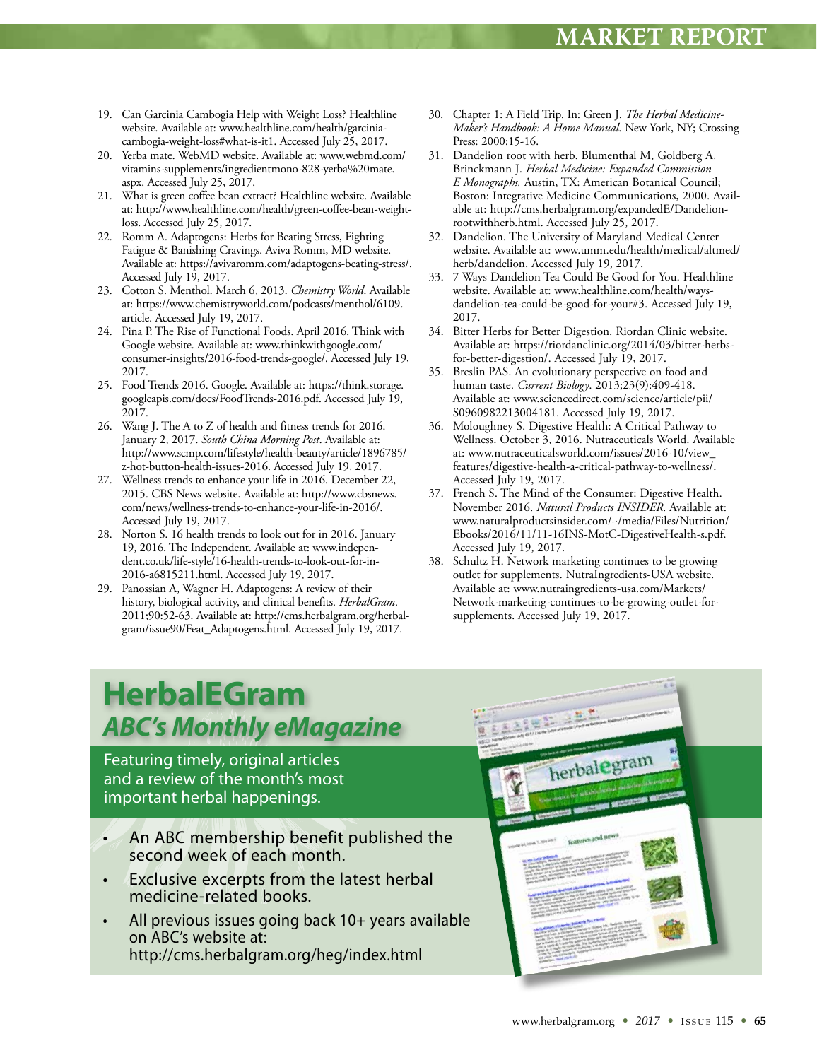19. Can Garcinia Cambogia Help with Weight Loss? Healthline website. Available at: www.healthline.com/health/garcinia-cambogia-weight-loss#what-is-it1. Accessed July 25, 2017.
20. Yerba mate. WebMD website. Available at: www.webmd.com/vitamins-supplements/ingredientmono-828-yerba%20mate.aspx. Accessed July 25, 2017.
21. What is green coffee bean extract? Healthline website. Available at: http://www.healthline.com/health/green-coffee-bean-weight-loss. Accessed July 25, 2017.
22. Romm A. Adaptogens: Herbs for Beating Stress, Fighting Fatigue & Banishing Cravings. Aviva Romm, MD website. Available at: https://avivaromm.com/adaptogens-beating-stress/. Accessed July 19, 2017.
23. Cotton S. Menthol. March 6, 2013. *Chemistry World*. Available at: https://www.chemistryworld.com/podcasts/menthol/6109.article. Accessed July 19, 2017.
24. Pina P. The Rise of Functional Foods. April 2016. Think with Google website. Available at: www.thinkwithgoogle.com/consumer-insights/2016-food-trends-google/. Accessed July 19, 2017.
25. Food Trends 2016. Google. Available at: https://think.storage.googleapis.com/docs/FoodTrends-2016.pdf. Accessed July 19, 2017.
26. Wang J. The A to Z of health and fitness trends for 2016. January 2, 2017. *South China Morning Post*. Available at: http://www.scmp.com/lifestyle/health-beauty/article/1896785/z-hot-button-health-issues-2016. Accessed July 19, 2017.
27. Wellness trends to enhance your life in 2016. December 22, 2015. CBS News website. Available at: http://www.cbsnews.com/news/wellness-trends-to-enhance-your-life-in-2016/. Accessed July 19, 2017.
28. Norton S. 16 health trends to look out for in 2016. January 19, 2016. The Independent. Available at: www.independent.co.uk/life-style/16-health-trends-to-look-out-for-in-2016-a6815211.html. Accessed July 19, 2017.
29. Panossian A, Wagner H. Adaptogens: A review of their history, biological activity, and clinical benefits. *HerbalGram*. 2011;90:52-63. Available at: http://cms.herbalgram.org/herbalgram/issue90/Feat_Adaptogens.html. Accessed July 19, 2017.
30. Chapter 1: A Field Trip. In: Green J. *The Herbal Medicine-Maker's Handbook: A Home Manual*. New York, NY; Crossing Press: 2000:15-16.
31. Dandelion root with herb. Blumenthal M, Goldberg A, Brinckmann J. *Herbal Medicine: Expanded Commission E Monographs.* Austin, TX: American Botanical Council; Boston: Integrative Medicine Communications, 2000. Available at: http://cms.herbalgram.org/expandedE/Dandelionrootwithherb.html. Accessed July 25, 2017.
32. Dandelion. The University of Maryland Medical Center website. Available at: www.umm.edu/health/medical/altmed/herb/dandelion. Accessed July 19, 2017.
33. 7 Ways Dandelion Tea Could Be Good for You. Healthline website. Available at: www.healthline.com/health/ways-dandelion-tea-could-be-good-for-your#3. Accessed July 19, 2017.
34. Bitter Herbs for Better Digestion. Riordan Clinic website. Available at: https://riordanclinic.org/2014/03/bitter-herbs-for-better-digestion/. Accessed July 19, 2017.
35. Breslin PAS. An evolutionary perspective on food and human taste. *Current Biology*. 2013;23(9):409-418. Available at: www.sciencedirect.com/science/article/pii/S0960982213004181. Accessed July 19, 2017.
36. Moloughney S. Digestive Health: A Critical Pathway to Wellness. October 3, 2016. Nutraceuticals World. Available at: www.nutraceuticalsworld.com/issues/2016-10/view_features/digestive-health-a-critical-pathway-to-wellness/. Accessed July 19, 2017.
37. French S. The Mind of the Consumer: Digestive Health. November 2016. *Natural Products INSIDER*. Available at: www.naturalproductsinsider.com/~/media/Files/Nutrition/Ebooks/2016/11/11-16INS-MotC-DigestiveHealth-s.pdf. Accessed July 19, 2017.
38. Schultz H. Network marketing continues to be growing outlet for supplements. NutraIngredients-USA website. Available at: www.nutraingredients-usa.com/Markets/Network-marketing-continues-to-be-growing-outlet-for-supplements. Accessed July 19, 2017.

# HerbalEGram

## *ABC's Monthly eMagazine*

Featuring timely, original articles and a review of the month's most important herbal happenings.

- An ABC membership benefit published the second week of each month.
- Exclusive excerpts from the latest herbal medicine-related books.
- All previous issues going back 10+ years available on ABC's website at: http://cms.herbalgram.org/heg/index.html